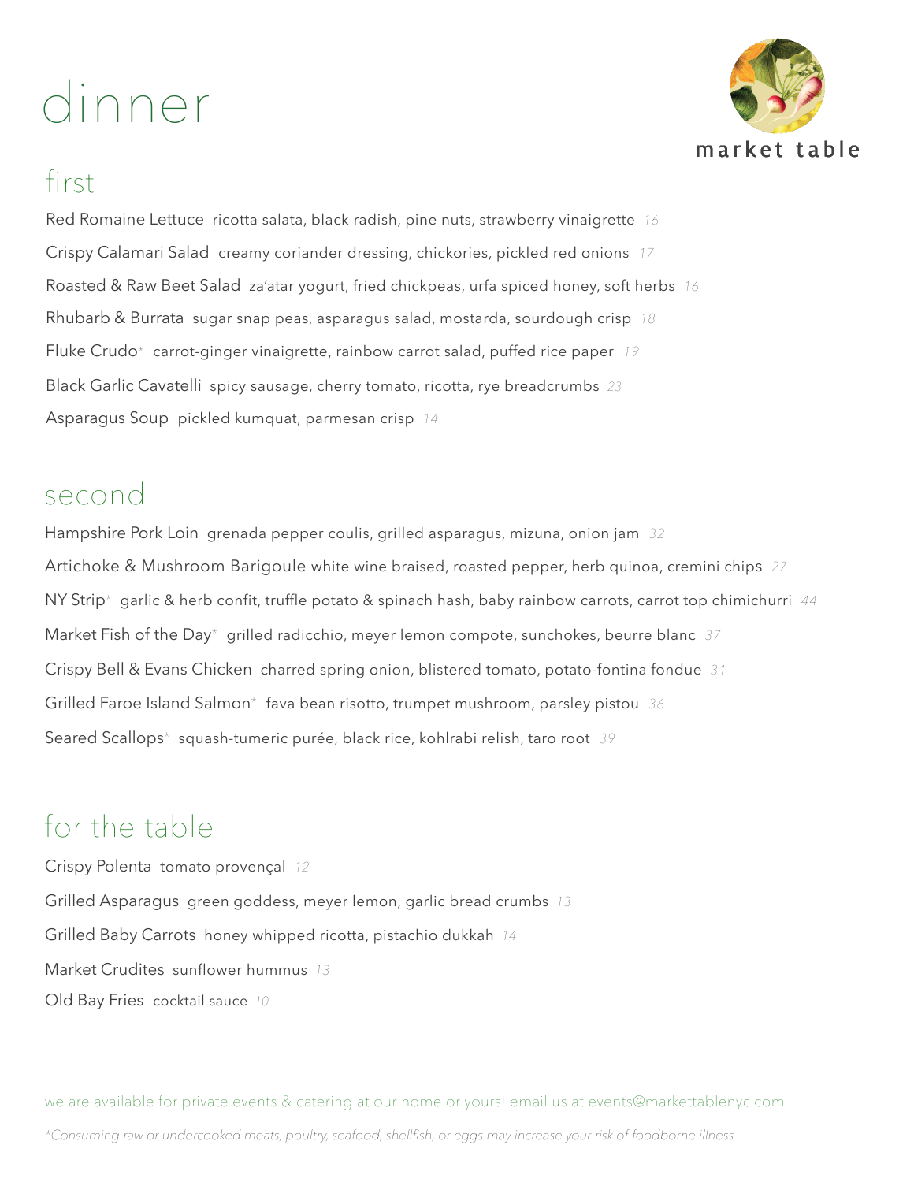# dinner

market table

## first

Red Romaine Lettuce ricotta salata, black radish, pine nuts, strawberry vinaigrette *16*

Crispy Calamari Salad creamy coriander dressing, chickories, pickled red onions *17*

Roasted & Raw Beet Salad za'atar yogurt, fried chickpeas, urfa spiced honey, soft herbs *16*

Rhubarb & Burrata sugar snap peas, asparagus salad, mostarda, sourdough crisp *18*

Fluke Crudo* carrot-ginger vinaigrette, rainbow carrot salad, puffed rice paper *19*

Black Garlic Cavatelli spicy sausage, cherry tomato, ricotta, rye breadcrumbs *23*

Asparagus Soup pickled kumquat, parmesan crisp *14*

## second

Hampshire Pork Loin grenada pepper coulis, grilled asparagus, mizuna, onion jam *32*

Artichoke & Mushroom Barigoule white wine braised, roasted pepper, herb quinoa, cremini chips *27*

NY Strip* garlic & herb confit, truffle potato & spinach hash, baby rainbow carrots, carrot top chimichurri *44*

Market Fish of the Day* grilled radicchio, meyer lemon compote, sunchokes, beurre blanc *37*

Crispy Bell & Evans Chicken charred spring onion, blistered tomato, potato-fontina fondue *31*

Grilled Faroe Island Salmon* fava bean risotto, trumpet mushroom, parsley pistou *36*

Seared Scallops* squash-tumeric purée, black rice, kohlrabi relish, taro root *39*

## for the table

Crispy Polenta tomato provençal *12*

Grilled Asparagus green goddess, meyer lemon, garlic bread crumbs *13*

Grilled Baby Carrots honey whipped ricotta, pistachio dukkah *14*

Market Crudites sunflower hummus *13*

Old Bay Fries cocktail sauce *10*

we are available for private events & catering at our home or yours! email us at events@markettablenyc.com

*\*Consuming raw or undercooked meats, poultry, seafood, shellfish, or eggs may increase your risk of foodborne illness.*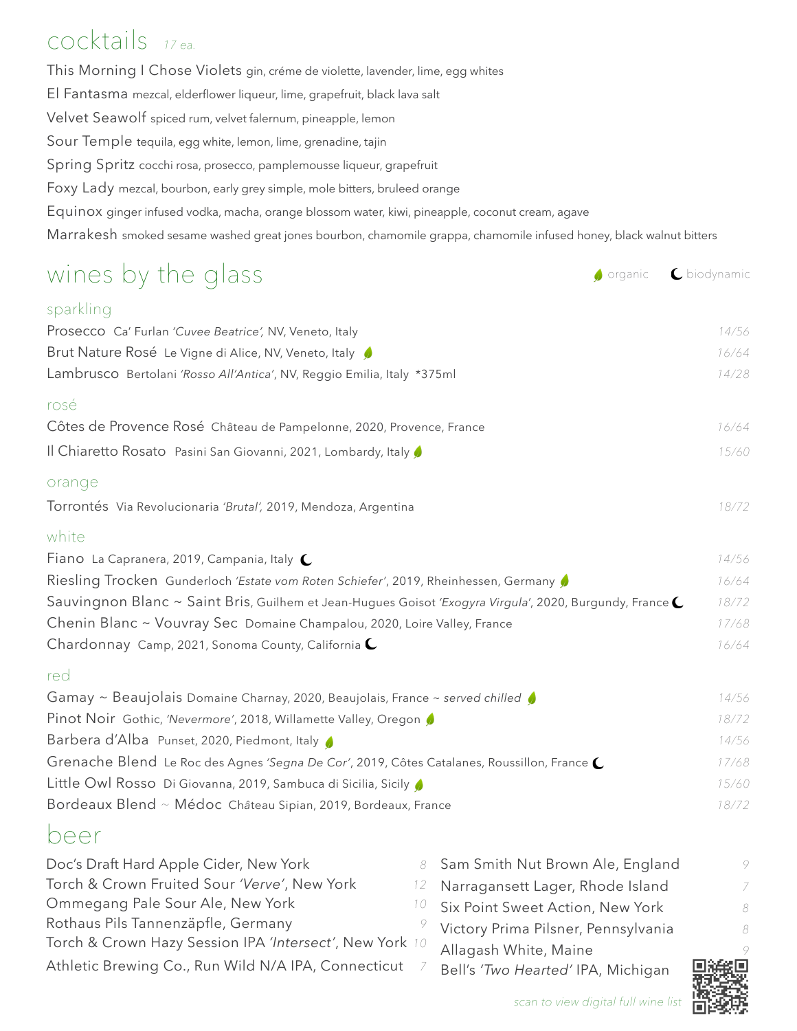# cocktails *17 ea.*

This Morning I Chose Violets gin, créme de violette, lavender, lime, egg whites

El Fantasma mezcal, elderflower liqueur, lime, grapefruit, black lava salt

Velvet Seawolf spiced rum, velvet falernum, pineapple, lemon

Sour Temple tequila, egg white, lemon, lime, grenadine, tajin

Spring Spritz cocchi rosa, prosecco, pamplemousse liqueur, grapefruit

Foxy Lady mezcal, bourbon, early grey simple, mole bitters, bruleed orange

Equinox ginger infused vodka, macha, orange blossom water, kiwi, pineapple, coconut cream, agave

Marrakesh smoked sesame washed great jones bourbon, chamomile grappa, chamomile infused honey, black walnut bitters

# wines by the glass

🍃 organic ☾ biodynamic

## sparkling

| | |
|---|---|
| Prosecco Ca' Furlan *'Cuvee Beatrice',* NV, Veneto, Italy | *14/56* |
| Brut Nature Rosé Le Vigne di Alice, NV, Veneto, Italy 🍃 | *16/64* |
| Lambrusco Bertolani *'Rosso All'Antica'*, NV, Reggio Emilia, Italy *375ml | *14/28* |

## rosé

| | |
|---|---|
| Côtes de Provence Rosé Château de Pampelonne, 2020, Provence, France | *16/64* |
| Il Chiaretto Rosato Pasini San Giovanni, 2021, Lombardy, Italy 🍃 | *15/60* |

## orange

| | |
|---|---|
| Torrontés Via Revolucionaria *'Brutal',* 2019, Mendoza, Argentina | *18/72* |

## white

| | |
|---|---|
| Fiano La Capranera, 2019, Campania, Italy ☾ | *14/56* |
| Riesling Trocken Gunderloch *'Estate vom Roten Schiefer'*, 2019, Rheinhessen, Germany 🍃 | *16/64* |
| Sauvignon Blanc ~ Saint Bris, Guilhem et Jean-Hugues Goisot *'Exogyra Virgula'*, 2020, Burgundy, France ☾ | *18/72* |
| Chenin Blanc ~ Vouvray Sec Domaine Champalou, 2020, Loire Valley, France | *17/68* |
| Chardonnay Camp, 2021, Sonoma County, California ☾ | *16/64* |

## red

| | |
|---|---|
| Gamay ~ Beaujolais Domaine Charnay, 2020, Beaujolais, France ~ *served chilled* 🍃 | *14/56* |
| Pinot Noir Gothic, *'Nevermore'*, 2018, Willamette Valley, Oregon 🍃 | *18/72* |
| Barbera d'Alba Punset, 2020, Piedmont, Italy 🍃 | *14/56* |
| Grenache Blend Le Roc des Agnes *'Segna De Cor'*, 2019, Côtes Catalanes, Roussillon, France ☾ | *17/68* |
| Little Owl Rosso Di Giovanna, 2019, Sambuca di Sicilia, Sicily 🍃 | *15/60* |
| Bordeaux Blend ~ Médoc Château Sipian, 2019, Bordeaux, France | *18/72* |

# beer

| | |
|---|---|
| Doc's Draft Hard Apple Cider, New York | *8* |
| Torch & Crown Fruited Sour *'Verve'*, New York | *12* |
| Ommegang Pale Sour Ale, New York | *10* |
| Rothaus Pils Tannenzäpfle, Germany | *9* |
| Torch & Crown Hazy Session IPA *'Intersect'*, New York | *10* |
| Athletic Brewing Co., Run Wild N/A IPA, Connecticut | *7* |
| Sam Smith Nut Brown Ale, England | *9* |
| Narragansett Lager, Rhode Island | *7* |
| Six Point Sweet Action, New York | *8* |
| Victory Prima Pilsner, Pennsylvania | *8* |
| Allagash White, Maine | *9* |
| Bell's *'Two Hearted'* IPA, Michigan | |

*scan to view digital full wine list*